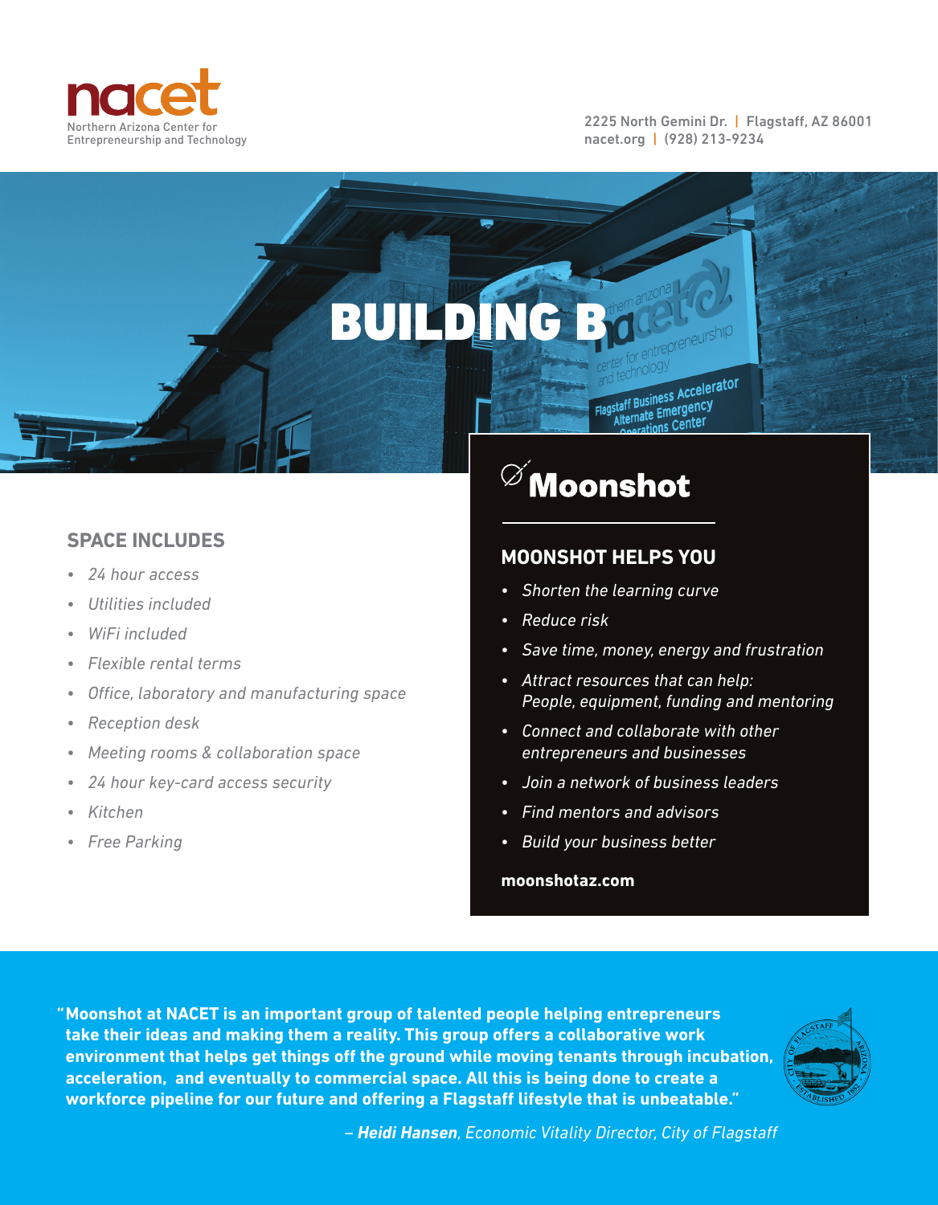nacet
Northern Arizona Center for Entrepreneurship and Technology

2225 North Gemini Dr. | Flagstaff, AZ 86001
nacet.org | (928) 213-9234

# BUILDING B

## SPACE INCLUDES

- *24 hour access*
- *Utilities included*
- *WiFi included*
- *Flexible rental terms*
- *Office, laboratory and manufacturing space*
- *Reception desk*
- *Meeting rooms & collaboration space*
- *24 hour key-card access security*
- *Kitchen*
- *Free Parking*

## Moonshot

### MOONSHOT HELPS YOU

- *Shorten the learning curve*
- *Reduce risk*
- *Save time, money, energy and frustration*
- *Attract resources that can help: People, equipment, funding and mentoring*
- *Connect and collaborate with other entrepreneurs and businesses*
- *Join a network of business leaders*
- *Find mentors and advisors*
- *Build your business better*

**moonshotaz.com**

**"Moonshot at NACET is an important group of talented people helping entrepreneurs take their ideas and making them a reality. This group offers a collaborative work environment that helps get things off the ground while moving tenants through incubation, acceleration, and eventually to commercial space. All this is being done to create a workforce pipeline for our future and offering a Flagstaff lifestyle that is unbeatable."**

– ***Heidi Hansen***, *Economic Vitality Director, City of Flagstaff*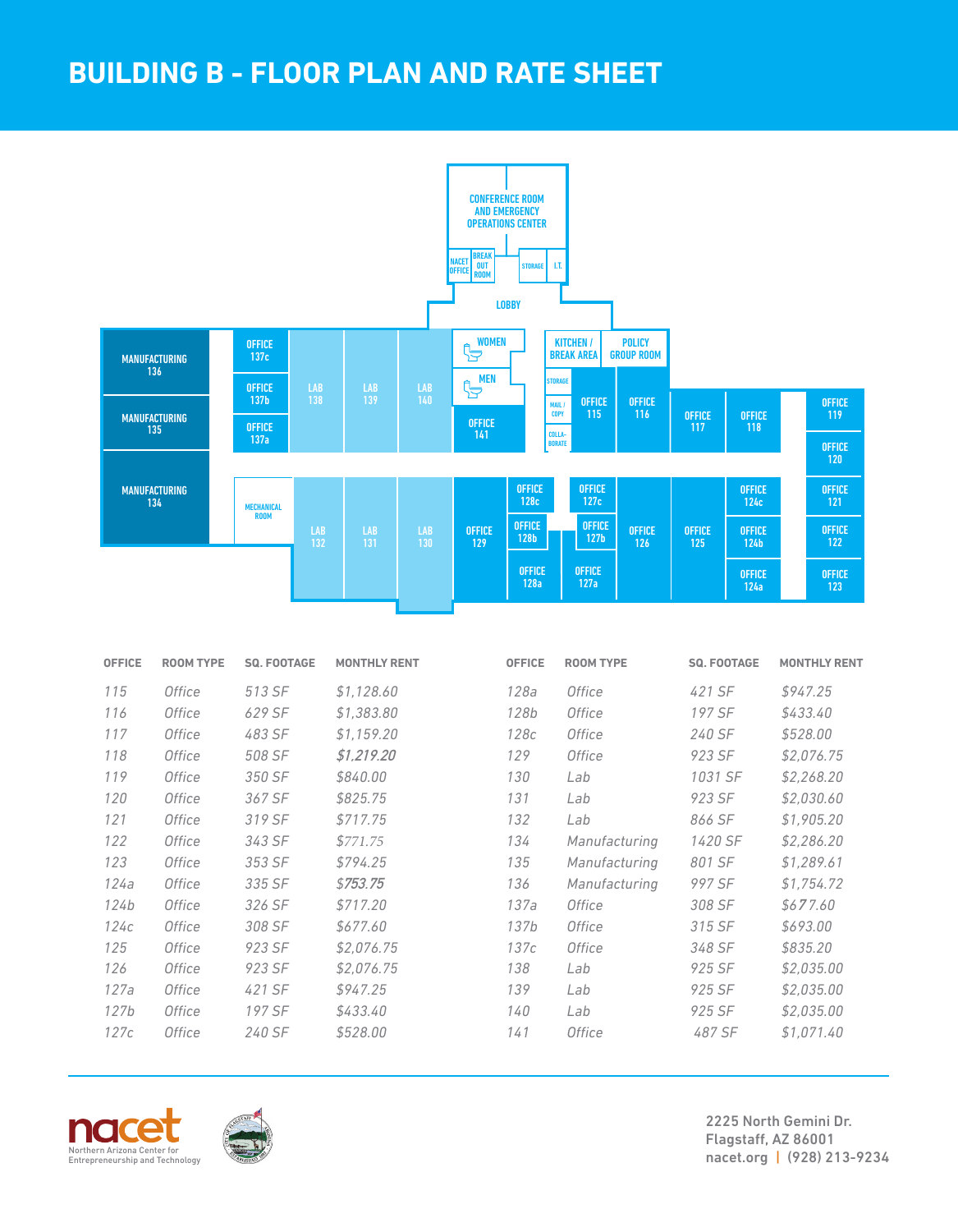# BUILDING B - FLOOR PLAN AND RATE SHEET

CONFERENCE ROOM AND EMERGENCY OPERATIONS CENTER

NACET OFFICE

BREAK OUT ROOM

STORAGE

I.T.

LOBBY

WOMEN

MEN

KITCHEN / BREAK AREA

POLICY GROUP ROOM

STORAGE

MAIL / COPY

COLLABORATE

MANUFACTURING 136

MANUFACTURING 135

MANUFACTURING 134

OFFICE 137c

OFFICE 137b

OFFICE 137a

LAB 138

LAB 139

LAB 140

OFFICE 141

OFFICE 115

OFFICE 116

OFFICE 117

OFFICE 118

OFFICE 119

OFFICE 120

OFFICE 121

OFFICE 122

OFFICE 123

MECHANICAL ROOM

LAB 132

LAB 131

LAB 130

OFFICE 129

OFFICE 128c

OFFICE 128b

OFFICE 128a

OFFICE 127c

OFFICE 127b

OFFICE 127a

OFFICE 126

OFFICE 125

OFFICE 124c

OFFICE 124b

OFFICE 124a

| OFFICE | ROOM TYPE | SQ. FOOTAGE | MONTHLY RENT |
|---|---|---|---|
| 115 | Office | 513 SF | $1,128.60 |
| 116 | Office | 629 SF | $1,383.80 |
| 117 | Office | 483 SF | $1,159.20 |
| 118 | Office | 508 SF | $1,219.20 |
| 119 | Office | 350 SF | $840.00 |
| 120 | Office | 367 SF | $825.75 |
| 121 | Office | 319 SF | $717.75 |
| 122 | Office | 343 SF | $771.75 |
| 123 | Office | 353 SF | $794.25 |
| 124a | Office | 335 SF | $753.75 |
| 124b | Office | 326 SF | $717.20 |
| 124c | Office | 308 SF | $677.60 |
| 125 | Office | 923 SF | $2,076.75 |
| 126 | Office | 923 SF | $2,076.75 |
| 127a | Office | 421 SF | $947.25 |
| 127b | Office | 197 SF | $433.40 |
| 127c | Office | 240 SF | $528.00 |
| 128a | Office | 421 SF | $947.25 |
| 128b | Office | 197 SF | $433.40 |
| 128c | Office | 240 SF | $528.00 |
| 129 | Office | 923 SF | $2,076.75 |
| 130 | Lab | 1031 SF | $2,268.20 |
| 131 | Lab | 923 SF | $2,030.60 |
| 132 | Lab | 866 SF | $1,905.20 |
| 134 | Manufacturing | 1420 SF | $2,286.20 |
| 135 | Manufacturing | 801 SF | $1,289.61 |
| 136 | Manufacturing | 997 SF | $1,754.72 |
| 137a | Office | 308 SF | $677.60 |
| 137b | Office | 315 SF | $693.00 |
| 137c | Office | 348 SF | $835.20 |
| 138 | Lab | 925 SF | $2,035.00 |
| 139 | Lab | 925 SF | $2,035.00 |
| 140 | Lab | 925 SF | $2,035.00 |
| 141 | Office | 487 SF | $1,071.40 |

nacet
Northern Arizona Center for Entrepreneurship and Technology

2225 North Gemini Dr.
Flagstaff, AZ 86001
nacet.org | (928) 213-9234